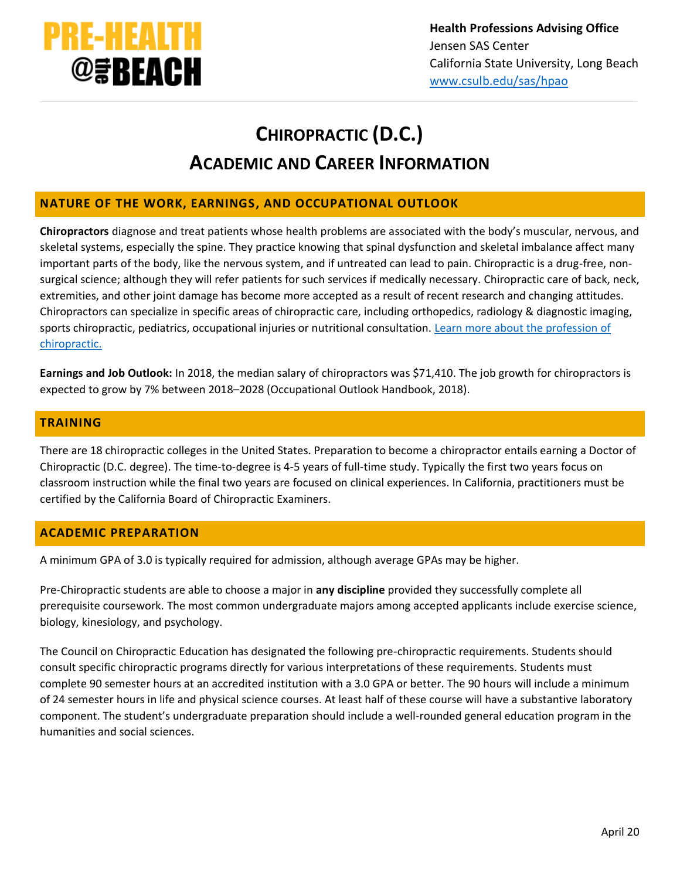PRE-HEALTH @the BEACH

**Health Professions Advising Office**
Jensen SAS Center
California State University, Long Beach
[www.csulb.edu/sas/hpao](www.csulb.edu/sas/hpao)

# CHIROPRACTIC (D.C.)
# ACADEMIC AND CAREER INFORMATION

## NATURE OF THE WORK, EARNINGS, AND OCCUPATIONAL OUTLOOK

**Chiropractors** diagnose and treat patients whose health problems are associated with the body's muscular, nervous, and skeletal systems, especially the spine. They practice knowing that spinal dysfunction and skeletal imbalance affect many important parts of the body, like the nervous system, and if untreated can lead to pain. Chiropractic is a drug-free, non-surgical science; although they will refer patients for such services if medically necessary. Chiropractic care of back, neck, extremities, and other joint damage has become more accepted as a result of recent research and changing attitudes. Chiropractors can specialize in specific areas of chiropractic care, including orthopedics, radiology & diagnostic imaging, sports chiropractic, pediatrics, occupational injuries or nutritional consultation. Learn more about the profession of chiropractic.

**Earnings and Job Outlook:** In 2018, the median salary of chiropractors was $71,410. The job growth for chiropractors is expected to grow by 7% between 2018–2028 (Occupational Outlook Handbook, 2018).

## TRAINING

There are 18 chiropractic colleges in the United States. Preparation to become a chiropractor entails earning a Doctor of Chiropractic (D.C. degree). The time-to-degree is 4-5 years of full-time study. Typically the first two years focus on classroom instruction while the final two years are focused on clinical experiences. In California, practitioners must be certified by the California Board of Chiropractic Examiners.

## ACADEMIC PREPARATION

A minimum GPA of 3.0 is typically required for admission, although average GPAs may be higher.

Pre-Chiropractic students are able to choose a major in **any discipline** provided they successfully complete all prerequisite coursework. The most common undergraduate majors among accepted applicants include exercise science, biology, kinesiology, and psychology.

The Council on Chiropractic Education has designated the following pre-chiropractic requirements. Students should consult specific chiropractic programs directly for various interpretations of these requirements. Students must complete 90 semester hours at an accredited institution with a 3.0 GPA or better. The 90 hours will include a minimum of 24 semester hours in life and physical science courses. At least half of these course will have a substantive laboratory component. The student's undergraduate preparation should include a well-rounded general education program in the humanities and social sciences.

April 20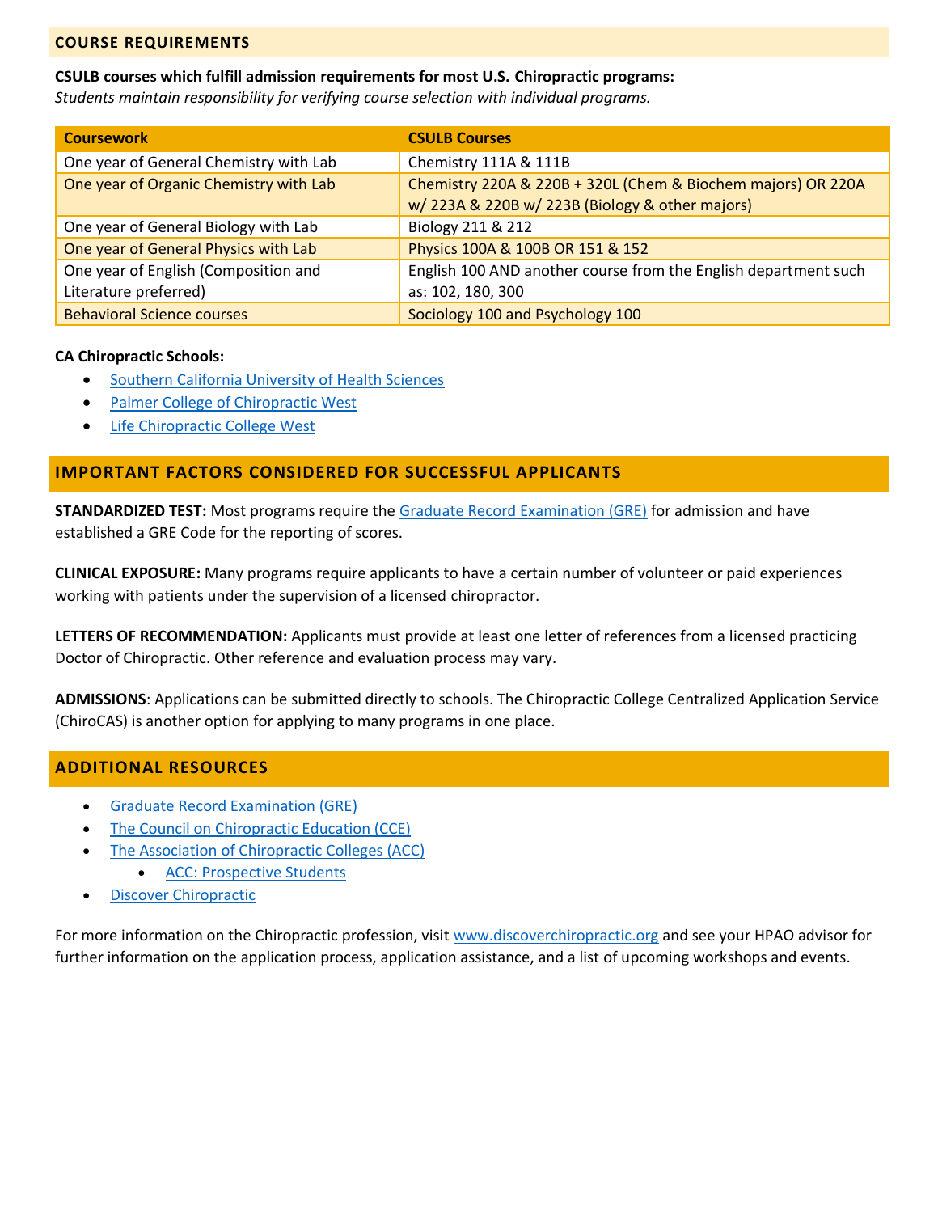## COURSE REQUIREMENTS

**CSULB courses which fulfill admission requirements for most U.S. Chiropractic programs:**
*Students maintain responsibility for verifying course selection with individual programs.*

| Coursework | CSULB Courses |
|---|---|
| One year of General Chemistry with Lab | Chemistry 111A & 111B |
| One year of Organic Chemistry with Lab | Chemistry 220A & 220B + 320L (Chem & Biochem majors) OR 220A w/ 223A & 220B w/ 223B (Biology & other majors) |
| One year of General Biology with Lab | Biology 211 & 212 |
| One year of General Physics with Lab | Physics 100A & 100B OR 151 & 152 |
| One year of English (Composition and Literature preferred) | English 100 AND another course from the English department such as: 102, 180, 300 |
| Behavioral Science courses | Sociology 100 and Psychology 100 |

**CA Chiropractic Schools:**

- Southern California University of Health Sciences
- Palmer College of Chiropractic West
- Life Chiropractic College West

## IMPORTANT FACTORS CONSIDERED FOR SUCCESSFUL APPLICANTS

**STANDARDIZED TEST:** Most programs require the Graduate Record Examination (GRE) for admission and have established a GRE Code for the reporting of scores.

**CLINICAL EXPOSURE:** Many programs require applicants to have a certain number of volunteer or paid experiences working with patients under the supervision of a licensed chiropractor.

**LETTERS OF RECOMMENDATION:** Applicants must provide at least one letter of references from a licensed practicing Doctor of Chiropractic. Other reference and evaluation process may vary.

**ADMISSIONS**: Applications can be submitted directly to schools. The Chiropractic College Centralized Application Service (ChiroCAS) is another option for applying to many programs in one place.

## ADDITIONAL RESOURCES

- Graduate Record Examination (GRE)
- The Council on Chiropractic Education (CCE)
- The Association of Chiropractic Colleges (ACC)
  - ACC: Prospective Students
- Discover Chiropractic

For more information on the Chiropractic profession, visit www.discoverchiropractic.org and see your HPAO advisor for further information on the application process, application assistance, and a list of upcoming workshops and events.